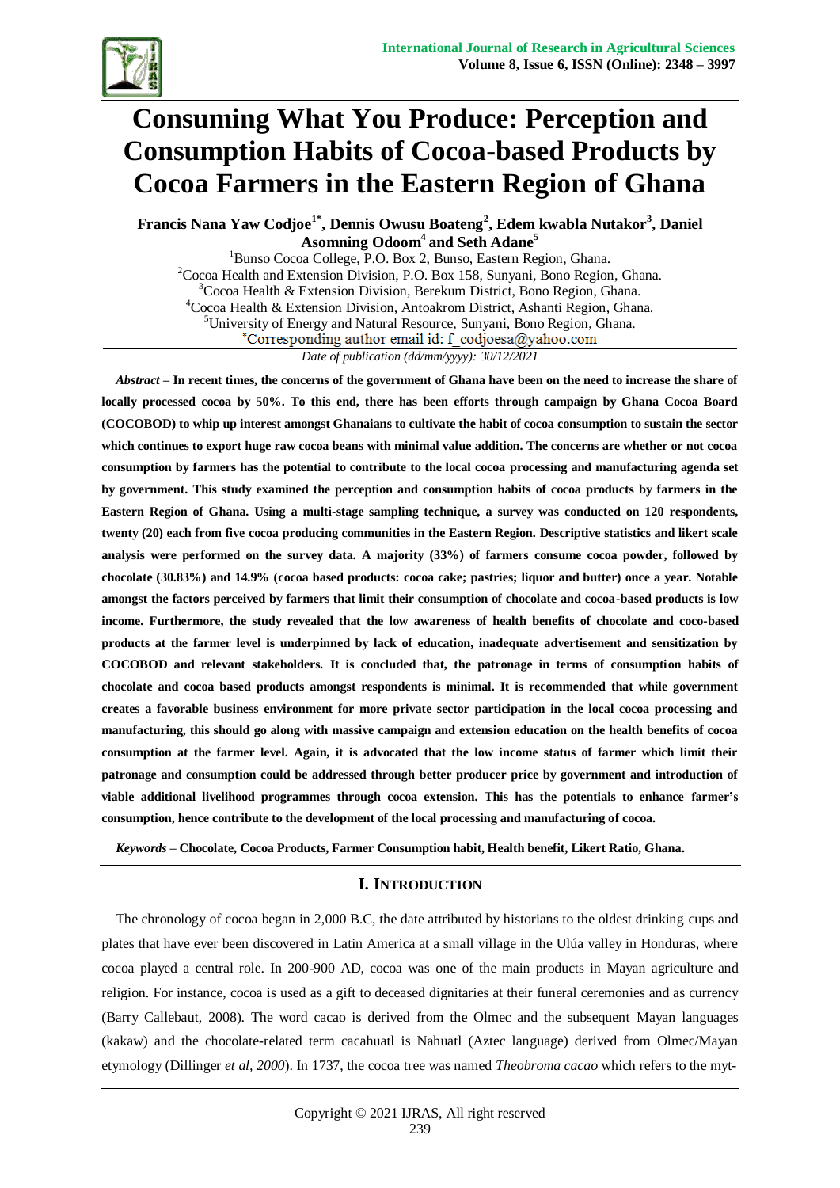# Consuming What You Produce: Perception and Consumption Habits of Cocoa-based Products by Cocoa Farmers in the Eastern Region of Ghana

**Francis Nana Yaw Codjoe[1*], Dennis Owusu Boateng[2], Edem kwabla Nutakor[3], Daniel Asomning Odoom[4] and Seth Adane[5]**

[1]Bunso Cocoa College, P.O. Box 2, Bunso, Eastern Region, Ghana.
[2]Cocoa Health and Extension Division, P.O. Box 158, Sunyani, Bono Region, Ghana.
[3]Cocoa Health & Extension Division, Berekum District, Bono Region, Ghana.
[4]Cocoa Health & Extension Division, Antoakrom District, Ashanti Region, Ghana.
[5]University of Energy and Natural Resource, Sunyani, Bono Region, Ghana.
*Corresponding author email id: f_codjoesa@yahoo.com

*Date of publication (dd/mm/yyyy): 30/12/2021*

*Abstract* – **In recent times, the concerns of the government of Ghana have been on the need to increase the share of locally processed cocoa by 50%. To this end, there has been efforts through campaign by Ghana Cocoa Board (COCOBOD) to whip up interest amongst Ghanaians to cultivate the habit of cocoa consumption to sustain the sector which continues to export huge raw cocoa beans with minimal value addition. The concerns are whether or not cocoa consumption by farmers has the potential to contribute to the local cocoa processing and manufacturing agenda set by government. This study examined the perception and consumption habits of cocoa products by farmers in the Eastern Region of Ghana. Using a multi-stage sampling technique, a survey was conducted on 120 respondents, twenty (20) each from five cocoa producing communities in the Eastern Region. Descriptive statistics and likert scale analysis were performed on the survey data. A majority (33%) of farmers consume cocoa powder, followed by chocolate (30.83%) and 14.9% (cocoa based products: cocoa cake; pastries; liquor and butter) once a year. Notable amongst the factors perceived by farmers that limit their consumption of chocolate and cocoa-based products is low income. Furthermore, the study revealed that the low awareness of health benefits of chocolate and coco-based products at the farmer level is underpinned by lack of education, inadequate advertisement and sensitization by COCOBOD and relevant stakeholders. It is concluded that, the patronage in terms of consumption habits of chocolate and cocoa based products amongst respondents is minimal. It is recommended that while government creates a favorable business environment for more private sector participation in the local cocoa processing and manufacturing, this should go along with massive campaign and extension education on the health benefits of cocoa consumption at the farmer level. Again, it is advocated that the low income status of farmer which limit their patronage and consumption could be addressed through better producer price by government and introduction of viable additional livelihood programmes through cocoa extension. This has the potentials to enhance farmer's consumption, hence contribute to the development of the local processing and manufacturing of cocoa.**

*Keywords* – **Chocolate, Cocoa Products, Farmer Consumption habit, Health benefit, Likert Ratio, Ghana.**

## I. Introduction

The chronology of cocoa began in 2,000 B.C, the date attributed by historians to the oldest drinking cups and plates that have ever been discovered in Latin America at a small village in the Ulúa valley in Honduras, where cocoa played a central role. In 200-900 AD, cocoa was one of the main products in Mayan agriculture and religion. For instance, cocoa is used as a gift to deceased dignitaries at their funeral ceremonies and as currency (Barry Callebaut, 2008). The word cacao is derived from the Olmec and the subsequent Mayan languages (kakaw) and the chocolate-related term cacahuatl is Nahuatl (Aztec language) derived from Olmec/Mayan etymology (Dillinger *et al, 2000*). In 1737, the cocoa tree was named *Theobroma cacao* which refers to the myt-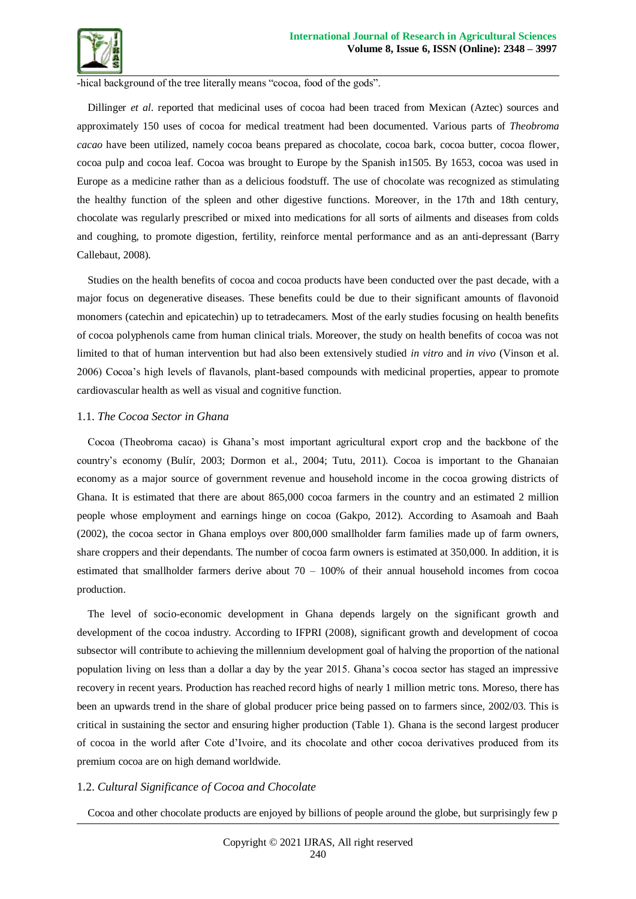-hical background of the tree literally means "cocoa, food of the gods".

Dillinger *et al*. reported that medicinal uses of cocoa had been traced from Mexican (Aztec) sources and approximately 150 uses of cocoa for medical treatment had been documented. Various parts of *Theobroma cacao* have been utilized, namely cocoa beans prepared as chocolate, cocoa bark, cocoa butter, cocoa flower, cocoa pulp and cocoa leaf. Cocoa was brought to Europe by the Spanish in1505. By 1653, cocoa was used in Europe as a medicine rather than as a delicious foodstuff. The use of chocolate was recognized as stimulating the healthy function of the spleen and other digestive functions. Moreover, in the 17th and 18th century, chocolate was regularly prescribed or mixed into medications for all sorts of ailments and diseases from colds and coughing, to promote digestion, fertility, reinforce mental performance and as an anti-depressant (Barry Callebaut, 2008).

Studies on the health benefits of cocoa and cocoa products have been conducted over the past decade, with a major focus on degenerative diseases. These benefits could be due to their significant amounts of flavonoid monomers (catechin and epicatechin) up to tetradecamers. Most of the early studies focusing on health benefits of cocoa polyphenols came from human clinical trials. Moreover, the study on health benefits of cocoa was not limited to that of human intervention but had also been extensively studied *in vitro* and *in vivo* (Vinson et al. 2006) Cocoa's high levels of flavanols, plant-based compounds with medicinal properties, appear to promote cardiovascular health as well as visual and cognitive function.

## 1.1. *The Cocoa Sector in Ghana*

Cocoa (Theobroma cacao) is Ghana's most important agricultural export crop and the backbone of the country's economy (Bulír, 2003; Dormon et al., 2004; Tutu, 2011). Cocoa is important to the Ghanaian economy as a major source of government revenue and household income in the cocoa growing districts of Ghana. It is estimated that there are about 865,000 cocoa farmers in the country and an estimated 2 million people whose employment and earnings hinge on cocoa (Gakpo, 2012). According to Asamoah and Baah (2002), the cocoa sector in Ghana employs over 800,000 smallholder farm families made up of farm owners, share croppers and their dependants. The number of cocoa farm owners is estimated at 350,000. In addition, it is estimated that smallholder farmers derive about 70 – 100% of their annual household incomes from cocoa production.

The level of socio-economic development in Ghana depends largely on the significant growth and development of the cocoa industry. According to IFPRI (2008), significant growth and development of cocoa subsector will contribute to achieving the millennium development goal of halving the proportion of the national population living on less than a dollar a day by the year 2015. Ghana's cocoa sector has staged an impressive recovery in recent years. Production has reached record highs of nearly 1 million metric tons. Moreso, there has been an upwards trend in the share of global producer price being passed on to farmers since, 2002/03. This is critical in sustaining the sector and ensuring higher production (Table 1). Ghana is the second largest producer of cocoa in the world after Cote d'Ivoire, and its chocolate and other cocoa derivatives produced from its premium cocoa are on high demand worldwide.

## 1.2. *Cultural Significance of Cocoa and Chocolate*

Cocoa and other chocolate products are enjoyed by billions of people around the globe, but surprisingly few p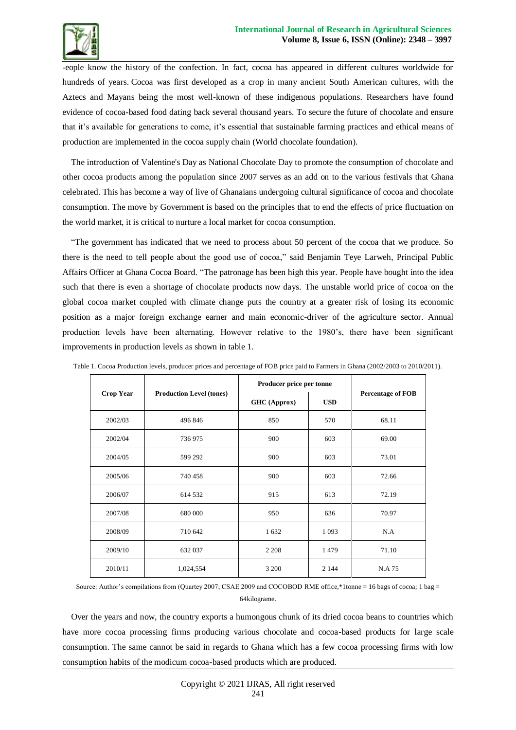-eople know the history of the confection. In fact, cocoa has appeared in different cultures worldwide for hundreds of years. Cocoa was first developed as a crop in many ancient South American cultures, with the Aztecs and Mayans being the most well-known of these indigenous populations. Researchers have found evidence of cocoa-based food dating back several thousand years. To secure the future of chocolate and ensure that it's available for generations to come, it's essential that sustainable farming practices and ethical means of production are implemented in the cocoa supply chain (World chocolate foundation).

The introduction of Valentine's Day as National Chocolate Day to promote the consumption of chocolate and other cocoa products among the population since 2007 serves as an add on to the various festivals that Ghana celebrated. This has become a way of live of Ghanaians undergoing cultural significance of cocoa and chocolate consumption. The move by Government is based on the principles that to end the effects of price fluctuation on the world market, it is critical to nurture a local market for cocoa consumption.

"The government has indicated that we need to process about 50 percent of the cocoa that we produce. So there is the need to tell people about the good use of cocoa," said Benjamin Teye Larweh, Principal Public Affairs Officer at Ghana Cocoa Board. "The patronage has been high this year. People have bought into the idea such that there is even a shortage of chocolate products now days. The unstable world price of cocoa on the global cocoa market coupled with climate change puts the country at a greater risk of losing its economic position as a major foreign exchange earner and main economic-driver of the agriculture sector. Annual production levels have been alternating. However relative to the 1980's, there have been significant improvements in production levels as shown in table 1.

Table 1. Cocoa Production levels, producer prices and percentage of FOB price paid to Farmers in Ghana (2002/2003 to 2010/2011).

| Crop Year | Production Level (tones) | Producer price per tonne | | Percentage of FOB |
|---|---|---|---|---|
| | | GHC (Approx) | USD | |
| 2002/03 | 496 846 | 850 | 570 | 68.11 |
| 2002/04 | 736 975 | 900 | 603 | 69.00 |
| 2004/05 | 599 292 | 900 | 603 | 73.01 |
| 2005/06 | 740 458 | 900 | 603 | 72.66 |
| 2006/07 | 614 532 | 915 | 613 | 72.19 |
| 2007/08 | 680 000 | 950 | 636 | 70.97 |
| 2008/09 | 710 642 | 1 632 | 1 093 | N.A |
| 2009/10 | 632 037 | 2 208 | 1 479 | 71.10 |
| 2010/11 | 1,024,554 | 3 200 | 2 144 | N.A 75 |

Source: Author's compilations from (Quartey 2007; CSAE 2009 and COCOBOD RME office,*1tonne = 16 bags of cocoa; 1 bag = 64kilograme.

Over the years and now, the country exports a humongous chunk of its dried cocoa beans to countries which have more cocoa processing firms producing various chocolate and cocoa-based products for large scale consumption. The same cannot be said in regards to Ghana which has a few cocoa processing firms with low consumption habits of the modicum cocoa-based products which are produced.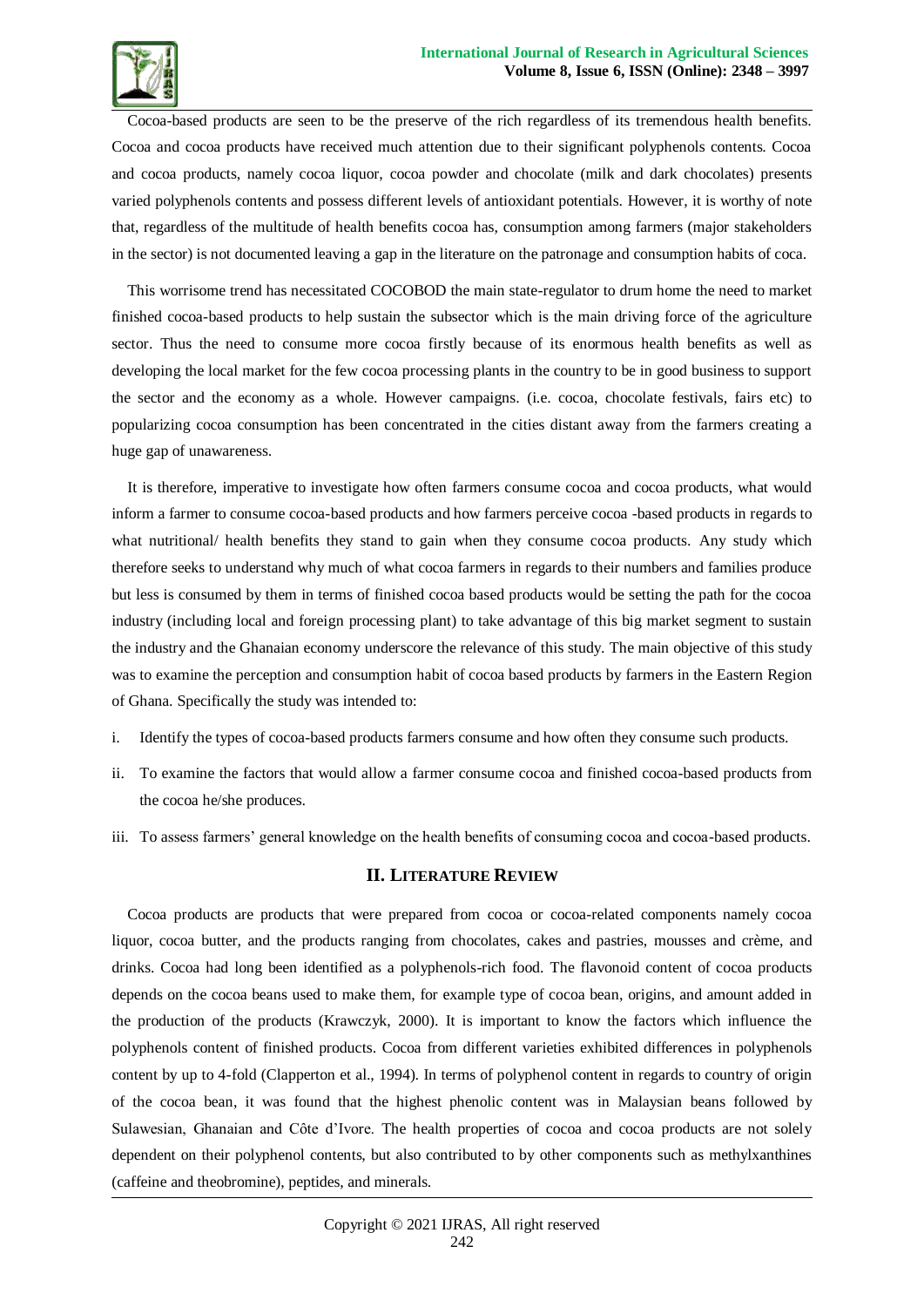Cocoa-based products are seen to be the preserve of the rich regardless of its tremendous health benefits. Cocoa and cocoa products have received much attention due to their significant polyphenols contents. Cocoa and cocoa products, namely cocoa liquor, cocoa powder and chocolate (milk and dark chocolates) presents varied polyphenols contents and possess different levels of antioxidant potentials. However, it is worthy of note that, regardless of the multitude of health benefits cocoa has, consumption among farmers (major stakeholders in the sector) is not documented leaving a gap in the literature on the patronage and consumption habits of coca.

This worrisome trend has necessitated COCOBOD the main state-regulator to drum home the need to market finished cocoa-based products to help sustain the subsector which is the main driving force of the agriculture sector. Thus the need to consume more cocoa firstly because of its enormous health benefits as well as developing the local market for the few cocoa processing plants in the country to be in good business to support the sector and the economy as a whole. However campaigns. (i.e. cocoa, chocolate festivals, fairs etc) to popularizing cocoa consumption has been concentrated in the cities distant away from the farmers creating a huge gap of unawareness.

It is therefore, imperative to investigate how often farmers consume cocoa and cocoa products, what would inform a farmer to consume cocoa-based products and how farmers perceive cocoa -based products in regards to what nutritional/ health benefits they stand to gain when they consume cocoa products. Any study which therefore seeks to understand why much of what cocoa farmers in regards to their numbers and families produce but less is consumed by them in terms of finished cocoa based products would be setting the path for the cocoa industry (including local and foreign processing plant) to take advantage of this big market segment to sustain the industry and the Ghanaian economy underscore the relevance of this study. The main objective of this study was to examine the perception and consumption habit of cocoa based products by farmers in the Eastern Region of Ghana. Specifically the study was intended to:

i. Identify the types of cocoa-based products farmers consume and how often they consume such products.

ii. To examine the factors that would allow a farmer consume cocoa and finished cocoa-based products from the cocoa he/she produces.

iii. To assess farmers' general knowledge on the health benefits of consuming cocoa and cocoa-based products.

## II. Literature Review

Cocoa products are products that were prepared from cocoa or cocoa-related components namely cocoa liquor, cocoa butter, and the products ranging from chocolates, cakes and pastries, mousses and crème, and drinks. Cocoa had long been identified as a polyphenols-rich food. The flavonoid content of cocoa products depends on the cocoa beans used to make them, for example type of cocoa bean, origins, and amount added in the production of the products (Krawczyk, 2000). It is important to know the factors which influence the polyphenols content of finished products. Cocoa from different varieties exhibited differences in polyphenols content by up to 4-fold (Clapperton et al., 1994). In terms of polyphenol content in regards to country of origin of the cocoa bean, it was found that the highest phenolic content was in Malaysian beans followed by Sulawesian, Ghanaian and Côte d'Ivore. The health properties of cocoa and cocoa products are not solely dependent on their polyphenol contents, but also contributed to by other components such as methylxanthines (caffeine and theobromine), peptides, and minerals.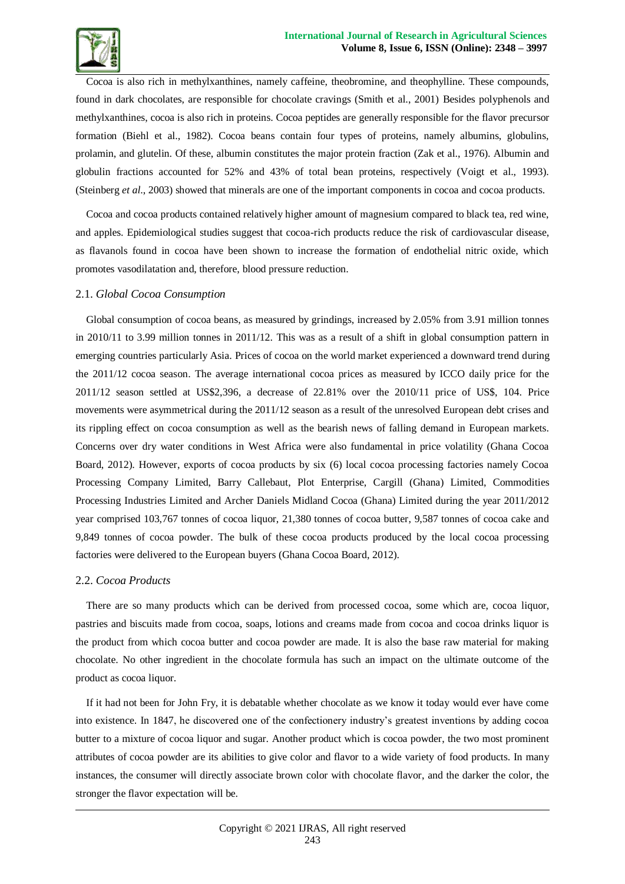Cocoa is also rich in methylxanthines, namely caffeine, theobromine, and theophylline. These compounds, found in dark chocolates, are responsible for chocolate cravings (Smith et al., 2001) Besides polyphenols and methylxanthines, cocoa is also rich in proteins. Cocoa peptides are generally responsible for the flavor precursor formation (Biehl et al., 1982). Cocoa beans contain four types of proteins, namely albumins, globulins, prolamin, and glutelin. Of these, albumin constitutes the major protein fraction (Zak et al., 1976). Albumin and globulin fractions accounted for 52% and 43% of total bean proteins, respectively (Voigt et al., 1993). (Steinberg *et al*., 2003) showed that minerals are one of the important components in cocoa and cocoa products.

Cocoa and cocoa products contained relatively higher amount of magnesium compared to black tea, red wine, and apples. Epidemiological studies suggest that cocoa-rich products reduce the risk of cardiovascular disease, as flavanols found in cocoa have been shown to increase the formation of endothelial nitric oxide, which promotes vasodilatation and, therefore, blood pressure reduction.

### 2.1. *Global Cocoa Consumption*

Global consumption of cocoa beans, as measured by grindings, increased by 2.05% from 3.91 million tonnes in 2010/11 to 3.99 million tonnes in 2011/12. This was as a result of a shift in global consumption pattern in emerging countries particularly Asia. Prices of cocoa on the world market experienced a downward trend during the 2011/12 cocoa season. The average international cocoa prices as measured by ICCO daily price for the 2011/12 season settled at US$2,396, a decrease of 22.81% over the 2010/11 price of US$, 104. Price movements were asymmetrical during the 2011/12 season as a result of the unresolved European debt crises and its rippling effect on cocoa consumption as well as the bearish news of falling demand in European markets. Concerns over dry water conditions in West Africa were also fundamental in price volatility (Ghana Cocoa Board, 2012). However, exports of cocoa products by six (6) local cocoa processing factories namely Cocoa Processing Company Limited, Barry Callebaut, Plot Enterprise, Cargill (Ghana) Limited, Commodities Processing Industries Limited and Archer Daniels Midland Cocoa (Ghana) Limited during the year 2011/2012 year comprised 103,767 tonnes of cocoa liquor, 21,380 tonnes of cocoa butter, 9,587 tonnes of cocoa cake and 9,849 tonnes of cocoa powder. The bulk of these cocoa products produced by the local cocoa processing factories were delivered to the European buyers (Ghana Cocoa Board, 2012).

### 2.2. *Cocoa Products*

There are so many products which can be derived from processed cocoa, some which are, cocoa liquor, pastries and biscuits made from cocoa, soaps, lotions and creams made from cocoa and cocoa drinks liquor is the product from which cocoa butter and cocoa powder are made. It is also the base raw material for making chocolate. No other ingredient in the chocolate formula has such an impact on the ultimate outcome of the product as cocoa liquor.

If it had not been for John Fry, it is debatable whether chocolate as we know it today would ever have come into existence. In 1847, he discovered one of the confectionery industry's greatest inventions by adding cocoa butter to a mixture of cocoa liquor and sugar. Another product which is cocoa powder, the two most prominent attributes of cocoa powder are its abilities to give color and flavor to a wide variety of food products. In many instances, the consumer will directly associate brown color with chocolate flavor, and the darker the color, the stronger the flavor expectation will be.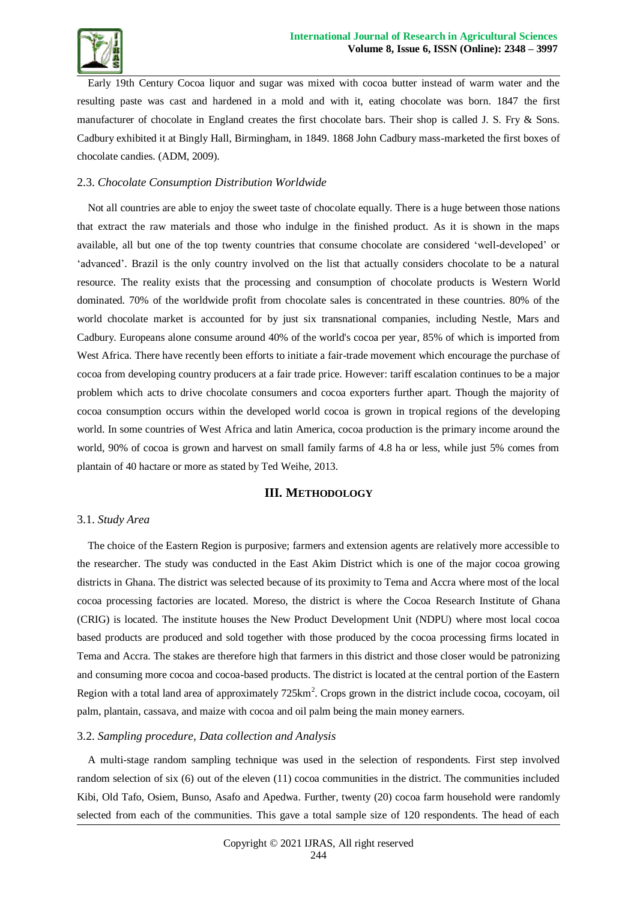Early 19th Century Cocoa liquor and sugar was mixed with cocoa butter instead of warm water and the resulting paste was cast and hardened in a mold and with it, eating chocolate was born. 1847 the first manufacturer of chocolate in England creates the first chocolate bars. Their shop is called J. S. Fry & Sons. Cadbury exhibited it at Bingly Hall, Birmingham, in 1849. 1868 John Cadbury mass-marketed the first boxes of chocolate candies. (ADM, 2009).

### 2.3. *Chocolate Consumption Distribution Worldwide*

Not all countries are able to enjoy the sweet taste of chocolate equally. There is a huge between those nations that extract the raw materials and those who indulge in the finished product. As it is shown in the maps available, all but one of the top twenty countries that consume chocolate are considered 'well-developed' or 'advanced'. Brazil is the only country involved on the list that actually considers chocolate to be a natural resource. The reality exists that the processing and consumption of chocolate products is Western World dominated. 70% of the worldwide profit from chocolate sales is concentrated in these countries. 80% of the world chocolate market is accounted for by just six transnational companies, including Nestle, Mars and Cadbury. Europeans alone consume around 40% of the world's cocoa per year, 85% of which is imported from West Africa. There have recently been efforts to initiate a fair-trade movement which encourage the purchase of cocoa from developing country producers at a fair trade price. However: tariff escalation continues to be a major problem which acts to drive chocolate consumers and cocoa exporters further apart. Though the majority of cocoa consumption occurs within the developed world cocoa is grown in tropical regions of the developing world. In some countries of West Africa and latin America, cocoa production is the primary income around the world, 90% of cocoa is grown and harvest on small family farms of 4.8 ha or less, while just 5% comes from plantain of 40 hactare or more as stated by Ted Weihe, 2013.

## III. Methodology

### 3.1. *Study Area*

The choice of the Eastern Region is purposive; farmers and extension agents are relatively more accessible to the researcher. The study was conducted in the East Akim District which is one of the major cocoa growing districts in Ghana. The district was selected because of its proximity to Tema and Accra where most of the local cocoa processing factories are located. Moreso, the district is where the Cocoa Research Institute of Ghana (CRIG) is located. The institute houses the New Product Development Unit (NDPU) where most local cocoa based products are produced and sold together with those produced by the cocoa processing firms located in Tema and Accra. The stakes are therefore high that farmers in this district and those closer would be patronizing and consuming more cocoa and cocoa-based products. The district is located at the central portion of the Eastern Region with a total land area of approximately 725km$^2$. Crops grown in the district include cocoa, cocoyam, oil palm, plantain, cassava, and maize with cocoa and oil palm being the main money earners.

### 3.2. *Sampling procedure, Data collection and Analysis*

A multi-stage random sampling technique was used in the selection of respondents. First step involved random selection of six (6) out of the eleven (11) cocoa communities in the district. The communities included Kibi, Old Tafo, Osiem, Bunso, Asafo and Apedwa. Further, twenty (20) cocoa farm household were randomly selected from each of the communities. This gave a total sample size of 120 respondents. The head of each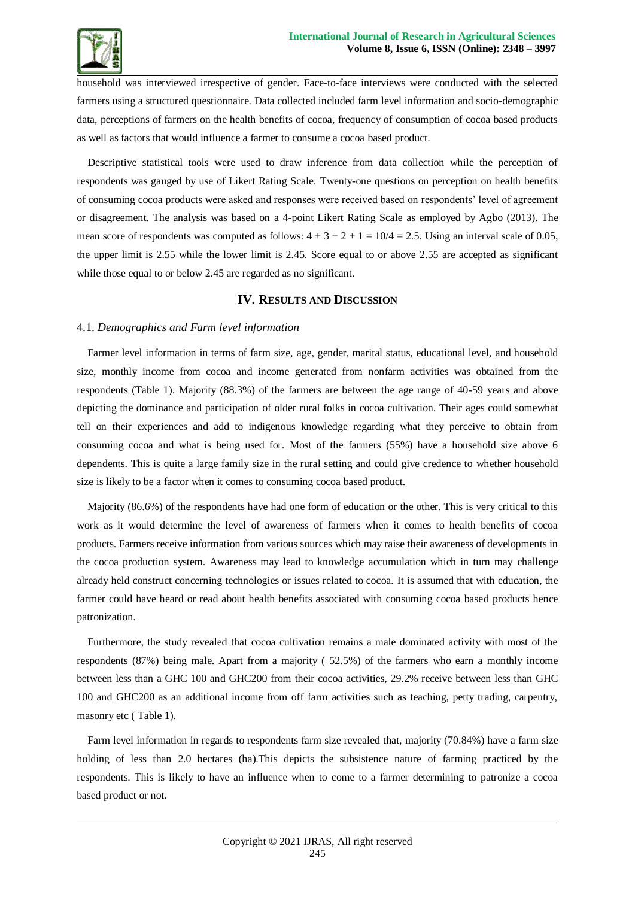household was interviewed irrespective of gender. Face-to-face interviews were conducted with the selected farmers using a structured questionnaire. Data collected included farm level information and socio-demographic data, perceptions of farmers on the health benefits of cocoa, frequency of consumption of cocoa based products as well as factors that would influence a farmer to consume a cocoa based product.

Descriptive statistical tools were used to draw inference from data collection while the perception of respondents was gauged by use of Likert Rating Scale. Twenty-one questions on perception on health benefits of consuming cocoa products were asked and responses were received based on respondents' level of agreement or disagreement. The analysis was based on a 4-point Likert Rating Scale as employed by Agbo (2013). The mean score of respondents was computed as follows: $4 + 3 + 2 + 1 = 10/4 = 2.5$. Using an interval scale of 0.05, the upper limit is 2.55 while the lower limit is 2.45. Score equal to or above 2.55 are accepted as significant while those equal to or below 2.45 are regarded as no significant.

## IV. Results and Discussion

### 4.1. *Demographics and Farm level information*

Farmer level information in terms of farm size, age, gender, marital status, educational level, and household size, monthly income from cocoa and income generated from nonfarm activities was obtained from the respondents (Table 1). Majority (88.3%) of the farmers are between the age range of 40-59 years and above depicting the dominance and participation of older rural folks in cocoa cultivation. Their ages could somewhat tell on their experiences and add to indigenous knowledge regarding what they perceive to obtain from consuming cocoa and what is being used for. Most of the farmers (55%) have a household size above 6 dependents. This is quite a large family size in the rural setting and could give credence to whether household size is likely to be a factor when it comes to consuming cocoa based product.

Majority (86.6%) of the respondents have had one form of education or the other. This is very critical to this work as it would determine the level of awareness of farmers when it comes to health benefits of cocoa products. Farmers receive information from various sources which may raise their awareness of developments in the cocoa production system. Awareness may lead to knowledge accumulation which in turn may challenge already held construct concerning technologies or issues related to cocoa. It is assumed that with education, the farmer could have heard or read about health benefits associated with consuming cocoa based products hence patronization.

Furthermore, the study revealed that cocoa cultivation remains a male dominated activity with most of the respondents (87%) being male. Apart from a majority ( 52.5%) of the farmers who earn a monthly income between less than a GHC 100 and GHC200 from their cocoa activities, 29.2% receive between less than GHC 100 and GHC200 as an additional income from off farm activities such as teaching, petty trading, carpentry, masonry etc ( Table 1).

Farm level information in regards to respondents farm size revealed that, majority (70.84%) have a farm size holding of less than 2.0 hectares (ha).This depicts the subsistence nature of farming practiced by the respondents. This is likely to have an influence when to come to a farmer determining to patronize a cocoa based product or not.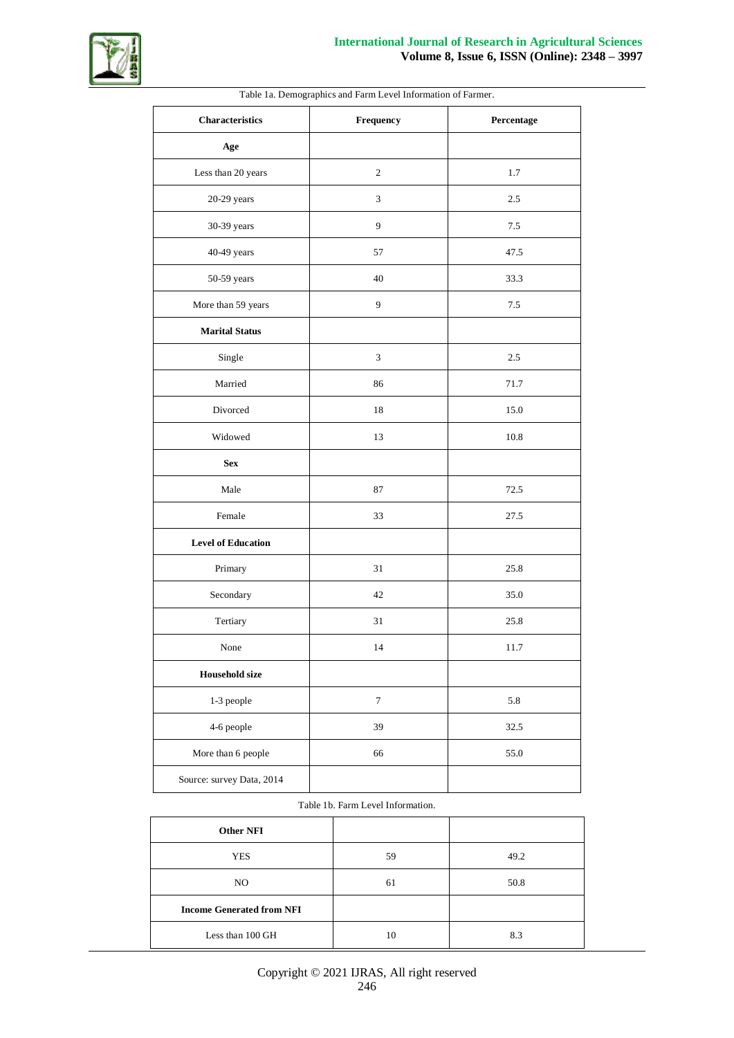Table 1a. Demographics and Farm Level Information of Farmer.

| Characteristics | Frequency | Percentage |
|---|---|---|
| **Age** | | |
| Less than 20 years | 2 | 1.7 |
| 20-29 years | 3 | 2.5 |
| 30-39 years | 9 | 7.5 |
| 40-49 years | 57 | 47.5 |
| 50-59 years | 40 | 33.3 |
| More than 59 years | 9 | 7.5 |
| **Marital Status** | | |
| Single | 3 | 2.5 |
| Married | 86 | 71.7 |
| Divorced | 18 | 15.0 |
| Widowed | 13 | 10.8 |
| **Sex** | | |
| Male | 87 | 72.5 |
| Female | 33 | 27.5 |
| **Level of Education** | | |
| Primary | 31 | 25.8 |
| Secondary | 42 | 35.0 |
| Tertiary | 31 | 25.8 |
| None | 14 | 11.7 |
| **Household size** | | |
| 1-3 people | 7 | 5.8 |
| 4-6 people | 39 | 32.5 |
| More than 6 people | 66 | 55.0 |
| Source: survey Data, 2014 | | |

Table 1b. Farm Level Information.

| **Other NFI** | | |
|---|---|---|
| YES | 59 | 49.2 |
| NO | 61 | 50.8 |
| **Income Generated from NFI** | | |
| Less than 100 GH | 10 | 8.3 |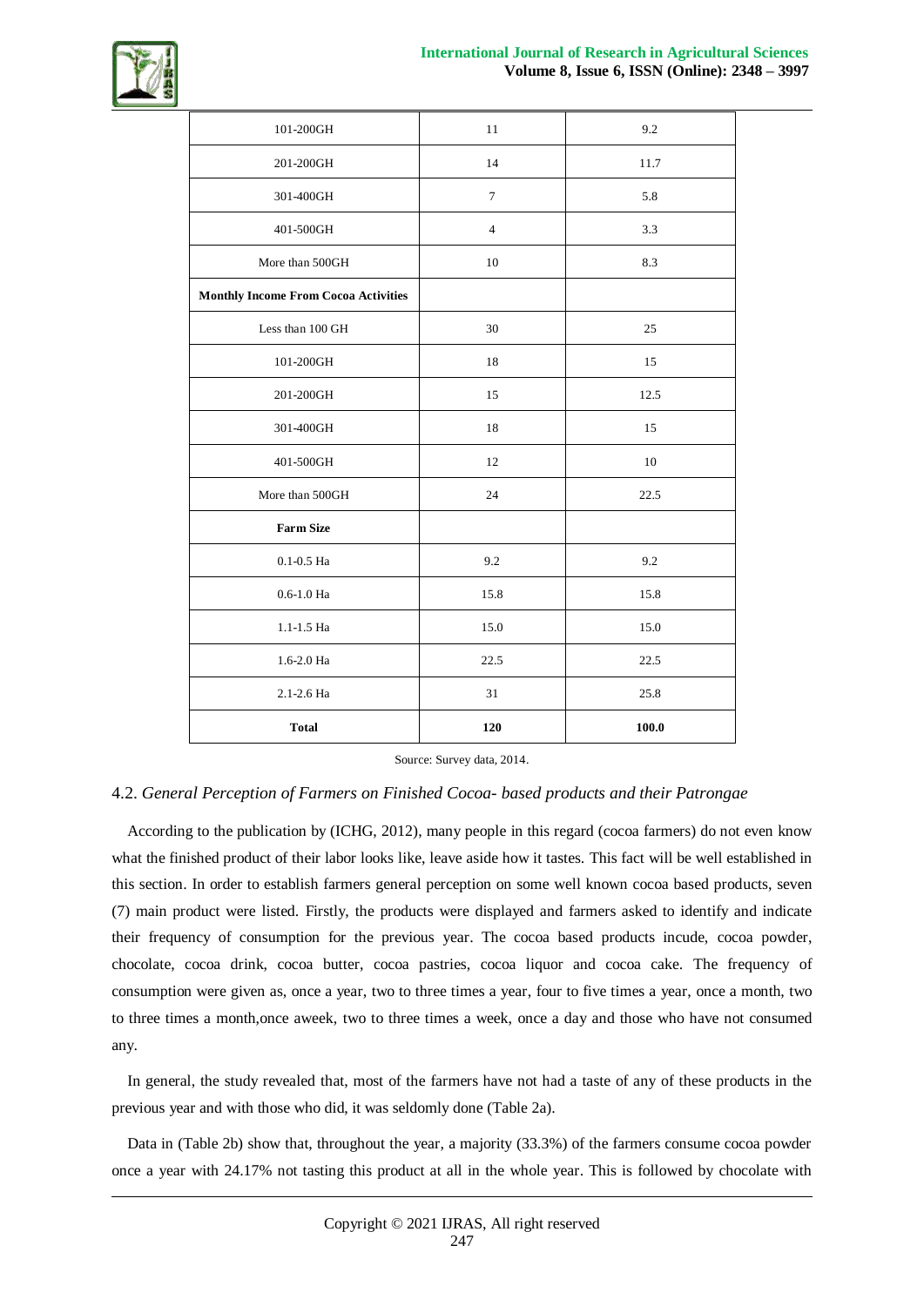| | | |
|---|---|---|
| 101-200GH | 11 | 9.2 |
| 201-200GH | 14 | 11.7 |
| 301-400GH | 7 | 5.8 |
| 401-500GH | 4 | 3.3 |
| More than 500GH | 10 | 8.3 |
| **Monthly Income From Cocoa Activities** | | |
| Less than 100 GH | 30 | 25 |
| 101-200GH | 18 | 15 |
| 201-200GH | 15 | 12.5 |
| 301-400GH | 18 | 15 |
| 401-500GH | 12 | 10 |
| More than 500GH | 24 | 22.5 |
| **Farm Size** | | |
| 0.1-0.5 Ha | 9.2 | 9.2 |
| 0.6-1.0 Ha | 15.8 | 15.8 |
| 1.1-1.5 Ha | 15.0 | 15.0 |
| 1.6-2.0 Ha | 22.5 | 22.5 |
| 2.1-2.6 Ha | 31 | 25.8 |
| **Total** | **120** | **100.0** |

Source: Survey data, 2014.

### 4.2. *General Perception of Farmers on Finished Cocoa- based products and their Patrongae*

According to the publication by (ICHG, 2012), many people in this regard (cocoa farmers) do not even know what the finished product of their labor looks like, leave aside how it tastes. This fact will be well established in this section. In order to establish farmers general perception on some well known cocoa based products, seven (7) main product were listed. Firstly, the products were displayed and farmers asked to identify and indicate their frequency of consumption for the previous year. The cocoa based products incude, cocoa powder, chocolate, cocoa drink, cocoa butter, cocoa pastries, cocoa liquor and cocoa cake. The frequency of consumption were given as, once a year, two to three times a year, four to five times a year, once a month, two to three times a month,once aweek, two to three times a week, once a day and those who have not consumed any.

In general, the study revealed that, most of the farmers have not had a taste of any of these products in the previous year and with those who did, it was seldomly done (Table 2a).

Data in (Table 2b) show that, throughout the year, a majority (33.3%) of the farmers consume cocoa powder once a year with 24.17% not tasting this product at all in the whole year. This is followed by chocolate with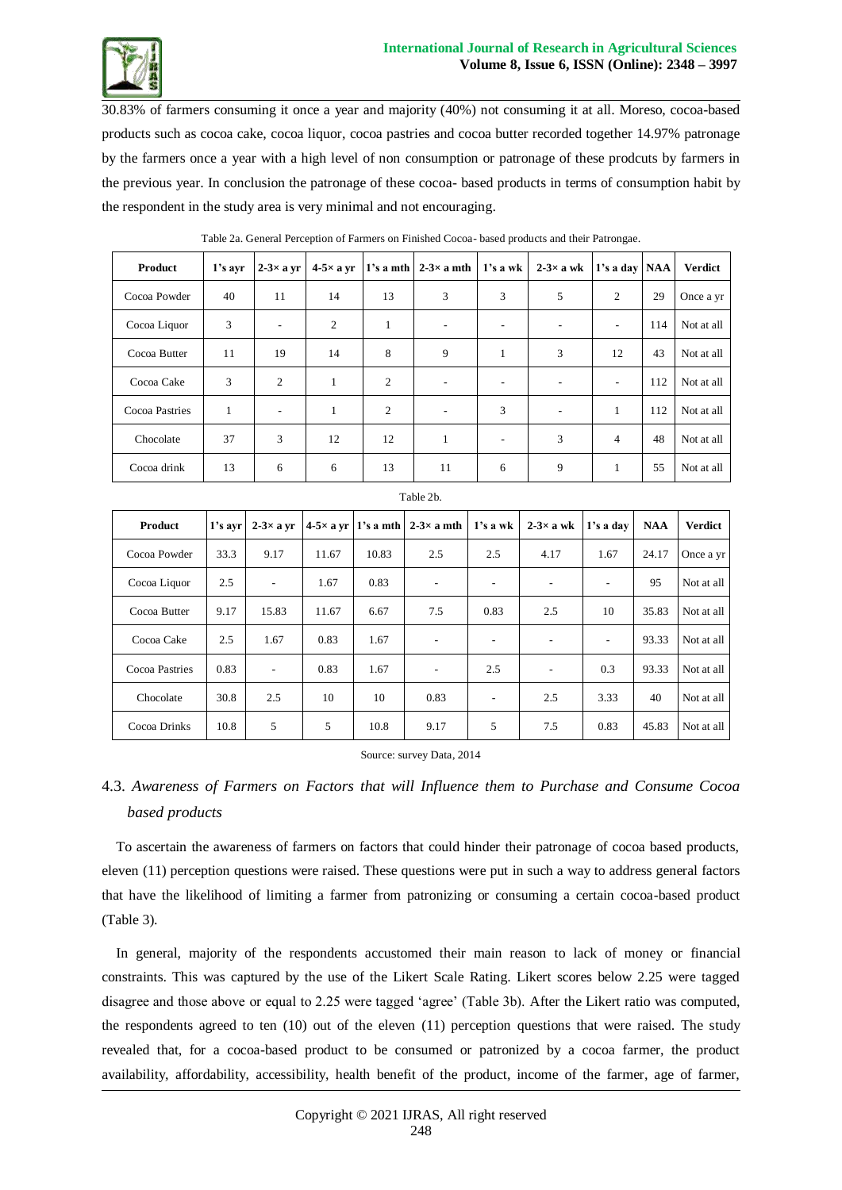30.83% of farmers consuming it once a year and majority (40%) not consuming it at all. Moreso, cocoa-based products such as cocoa cake, cocoa liquor, cocoa pastries and cocoa butter recorded together 14.97% patronage by the farmers once a year with a high level of non consumption or patronage of these prodcuts by farmers in the previous year. In conclusion the patronage of these cocoa- based products in terms of consumption habit by the respondent in the study area is very minimal and not encouraging.

Table 2a. General Perception of Farmers on Finished Cocoa- based products and their Patrongae.

| Product | 1's ayr | 2-3× a yr | 4-5× a yr | 1's a mth | 2-3× a mth | 1's a wk | 2-3× a wk | 1's a day | NAA | Verdict |
|---|---|---|---|---|---|---|---|---|---|---|
| Cocoa Powder | 40 | 11 | 14 | 13 | 3 | 3 | 5 | 2 | 29 | Once a yr |
| Cocoa Liquor | 3 | - | 2 | 1 | - | - | - | - | 114 | Not at all |
| Cocoa Butter | 11 | 19 | 14 | 8 | 9 | 1 | 3 | 12 | 43 | Not at all |
| Cocoa Cake | 3 | 2 | 1 | 2 | - | - | - | - | 112 | Not at all |
| Cocoa Pastries | 1 | - | 1 | 2 | - | 3 | - | 1 | 112 | Not at all |
| Chocolate | 37 | 3 | 12 | 12 | 1 | - | 3 | 4 | 48 | Not at all |
| Cocoa drink | 13 | 6 | 6 | 13 | 11 | 6 | 9 | 1 | 55 | Not at all |

Table 2b.

| Product | 1's ayr | 2-3× a yr | 4-5× a yr | 1's a mth | 2-3× a mth | 1's a wk | 2-3× a wk | 1's a day | NAA | Verdict |
|---|---|---|---|---|---|---|---|---|---|---|
| Cocoa Powder | 33.3 | 9.17 | 11.67 | 10.83 | 2.5 | 2.5 | 4.17 | 1.67 | 24.17 | Once a yr |
| Cocoa Liquor | 2.5 | - | 1.67 | 0.83 | - | - | - | - | 95 | Not at all |
| Cocoa Butter | 9.17 | 15.83 | 11.67 | 6.67 | 7.5 | 0.83 | 2.5 | 10 | 35.83 | Not at all |
| Cocoa Cake | 2.5 | 1.67 | 0.83 | 1.67 | - | - | - | - | 93.33 | Not at all |
| Cocoa Pastries | 0.83 | - | 0.83 | 1.67 | - | 2.5 | - | 0.3 | 93.33 | Not at all |
| Chocolate | 30.8 | 2.5 | 10 | 10 | 0.83 | - | 2.5 | 3.33 | 40 | Not at all |
| Cocoa Drinks | 10.8 | 5 | 5 | 10.8 | 9.17 | 5 | 7.5 | 0.83 | 45.83 | Not at all |

Source: survey Data, 2014

## 4.3. *Awareness of Farmers on Factors that will Influence them to Purchase and Consume Cocoa based products*

To ascertain the awareness of farmers on factors that could hinder their patronage of cocoa based products, eleven (11) perception questions were raised. These questions were put in such a way to address general factors that have the likelihood of limiting a farmer from patronizing or consuming a certain cocoa-based product (Table 3).

In general, majority of the respondents accustomed their main reason to lack of money or financial constraints. This was captured by the use of the Likert Scale Rating. Likert scores below 2.25 were tagged disagree and those above or equal to 2.25 were tagged 'agree' (Table 3b). After the Likert ratio was computed, the respondents agreed to ten (10) out of the eleven (11) perception questions that were raised. The study revealed that, for a cocoa-based product to be consumed or patronized by a cocoa farmer, the product availability, affordability, accessibility, health benefit of the product, income of the farmer, age of farmer,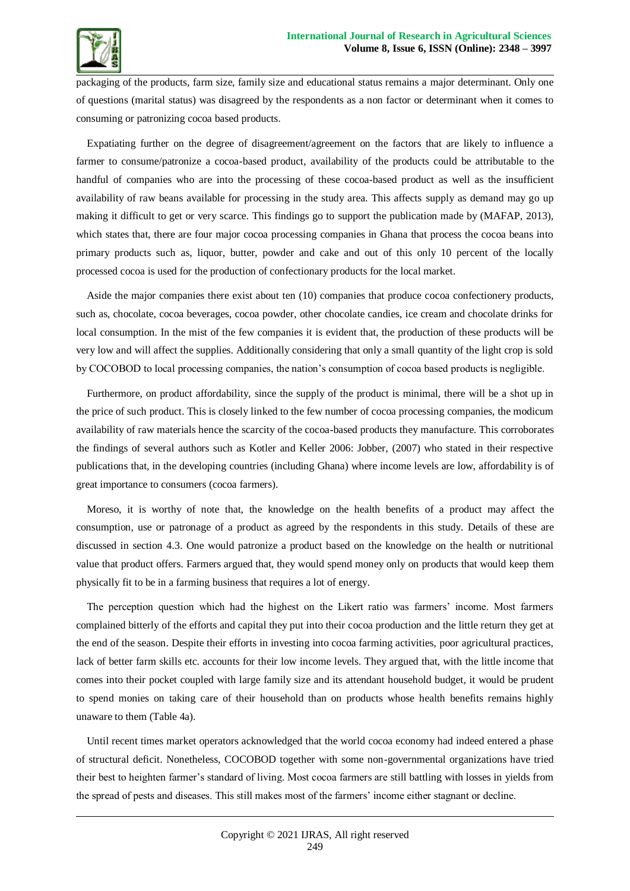packaging of the products, farm size, family size and educational status remains a major determinant. Only one of questions (marital status) was disagreed by the respondents as a non factor or determinant when it comes to consuming or patronizing cocoa based products.

Expatiating further on the degree of disagreement/agreement on the factors that are likely to influence a farmer to consume/patronize a cocoa-based product, availability of the products could be attributable to the handful of companies who are into the processing of these cocoa-based product as well as the insufficient availability of raw beans available for processing in the study area. This affects supply as demand may go up making it difficult to get or very scarce. This findings go to support the publication made by (MAFAP, 2013), which states that, there are four major cocoa processing companies in Ghana that process the cocoa beans into primary products such as, liquor, butter, powder and cake and out of this only 10 percent of the locally processed cocoa is used for the production of confectionary products for the local market.

Aside the major companies there exist about ten (10) companies that produce cocoa confectionery products, such as, chocolate, cocoa beverages, cocoa powder, other chocolate candies, ice cream and chocolate drinks for local consumption. In the mist of the few companies it is evident that, the production of these products will be very low and will affect the supplies. Additionally considering that only a small quantity of the light crop is sold by COCOBOD to local processing companies, the nation's consumption of cocoa based products is negligible.

Furthermore, on product affordability, since the supply of the product is minimal, there will be a shot up in the price of such product. This is closely linked to the few number of cocoa processing companies, the modicum availability of raw materials hence the scarcity of the cocoa-based products they manufacture. This corroborates the findings of several authors such as Kotler and Keller 2006: Jobber, (2007) who stated in their respective publications that, in the developing countries (including Ghana) where income levels are low, affordability is of great importance to consumers (cocoa farmers).

Moreso, it is worthy of note that, the knowledge on the health benefits of a product may affect the consumption, use or patronage of a product as agreed by the respondents in this study. Details of these are discussed in section 4.3. One would patronize a product based on the knowledge on the health or nutritional value that product offers. Farmers argued that, they would spend money only on products that would keep them physically fit to be in a farming business that requires a lot of energy.

The perception question which had the highest on the Likert ratio was farmers' income. Most farmers complained bitterly of the efforts and capital they put into their cocoa production and the little return they get at the end of the season. Despite their efforts in investing into cocoa farming activities, poor agricultural practices, lack of better farm skills etc. accounts for their low income levels. They argued that, with the little income that comes into their pocket coupled with large family size and its attendant household budget, it would be prudent to spend monies on taking care of their household than on products whose health benefits remains highly unaware to them (Table 4a).

Until recent times market operators acknowledged that the world cocoa economy had indeed entered a phase of structural deficit. Nonetheless, COCOBOD together with some non-governmental organizations have tried their best to heighten farmer's standard of living. Most cocoa farmers are still battling with losses in yields from the spread of pests and diseases. This still makes most of the farmers' income either stagnant or decline.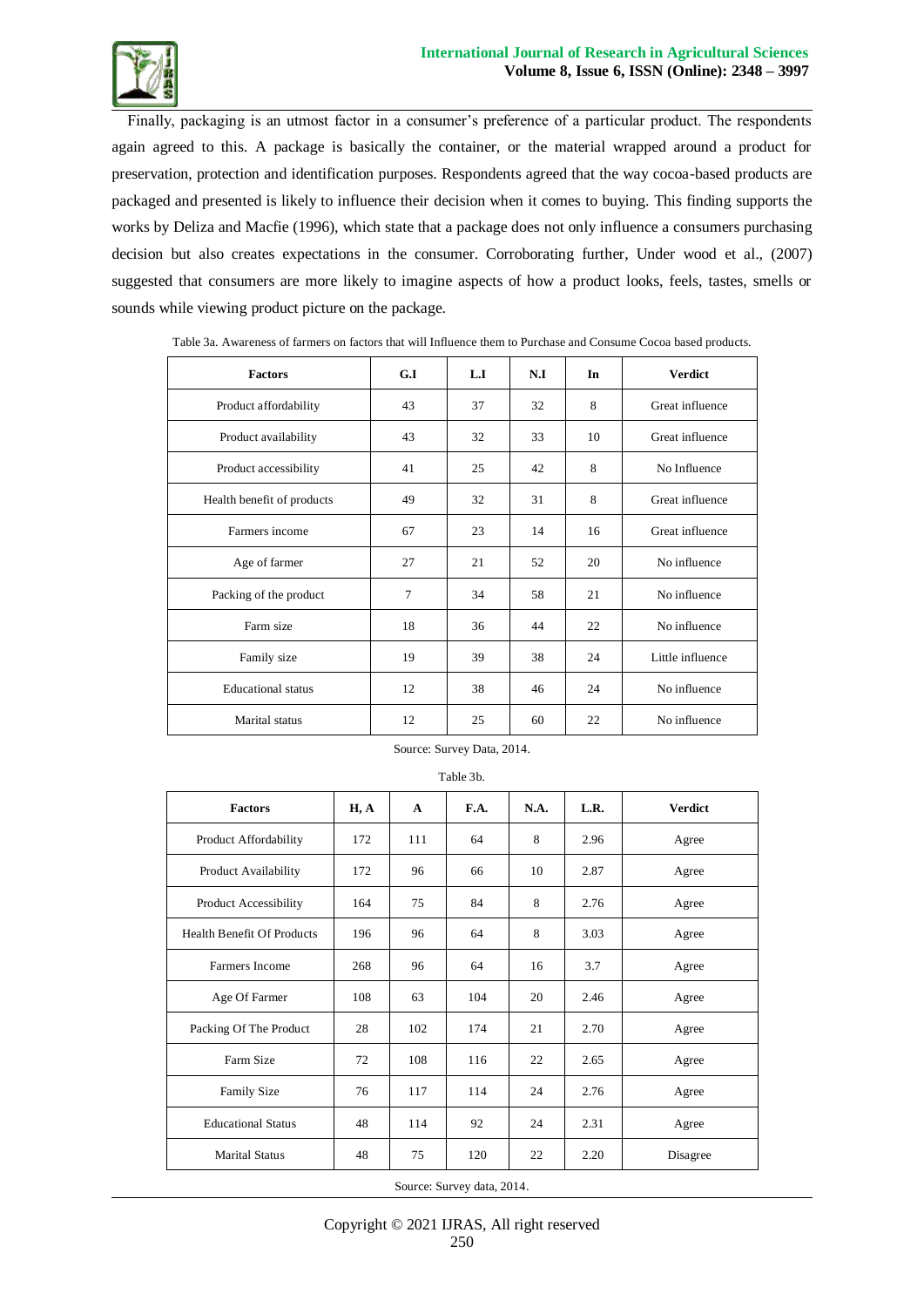Finally, packaging is an utmost factor in a consumer's preference of a particular product. The respondents again agreed to this. A package is basically the container, or the material wrapped around a product for preservation, protection and identification purposes. Respondents agreed that the way cocoa-based products are packaged and presented is likely to influence their decision when it comes to buying. This finding supports the works by Deliza and Macfie (1996), which state that a package does not only influence a consumers purchasing decision but also creates expectations in the consumer. Corroborating further, Under wood et al., (2007) suggested that consumers are more likely to imagine aspects of how a product looks, feels, tastes, smells or sounds while viewing product picture on the package.

Table 3a. Awareness of farmers on factors that will Influence them to Purchase and Consume Cocoa based products.

| Factors | G.I | L.I | N.I | In | Verdict |
|---|---|---|---|---|---|
| Product affordability | 43 | 37 | 32 | 8 | Great influence |
| Product availability | 43 | 32 | 33 | 10 | Great influence |
| Product accessibility | 41 | 25 | 42 | 8 | No Influence |
| Health benefit of products | 49 | 32 | 31 | 8 | Great influence |
| Farmers income | 67 | 23 | 14 | 16 | Great influence |
| Age of farmer | 27 | 21 | 52 | 20 | No influence |
| Packing of the product | 7 | 34 | 58 | 21 | No influence |
| Farm size | 18 | 36 | 44 | 22 | No influence |
| Family size | 19 | 39 | 38 | 24 | Little influence |
| Educational status | 12 | 38 | 46 | 24 | No influence |
| Marital status | 12 | 25 | 60 | 22 | No influence |

Source: Survey Data, 2014.

Table 3b.

| Factors | H, A | A | F.A. | N.A. | L.R. | Verdict |
|---|---|---|---|---|---|---|
| Product Affordability | 172 | 111 | 64 | 8 | 2.96 | Agree |
| Product Availability | 172 | 96 | 66 | 10 | 2.87 | Agree |
| Product Accessibility | 164 | 75 | 84 | 8 | 2.76 | Agree |
| Health Benefit Of Products | 196 | 96 | 64 | 8 | 3.03 | Agree |
| Farmers Income | 268 | 96 | 64 | 16 | 3.7 | Agree |
| Age Of Farmer | 108 | 63 | 104 | 20 | 2.46 | Agree |
| Packing Of The Product | 28 | 102 | 174 | 21 | 2.70 | Agree |
| Farm Size | 72 | 108 | 116 | 22 | 2.65 | Agree |
| Family Size | 76 | 117 | 114 | 24 | 2.76 | Agree |
| Educational Status | 48 | 114 | 92 | 24 | 2.31 | Agree |
| Marital Status | 48 | 75 | 120 | 22 | 2.20 | Disagree |

Source: Survey data, 2014.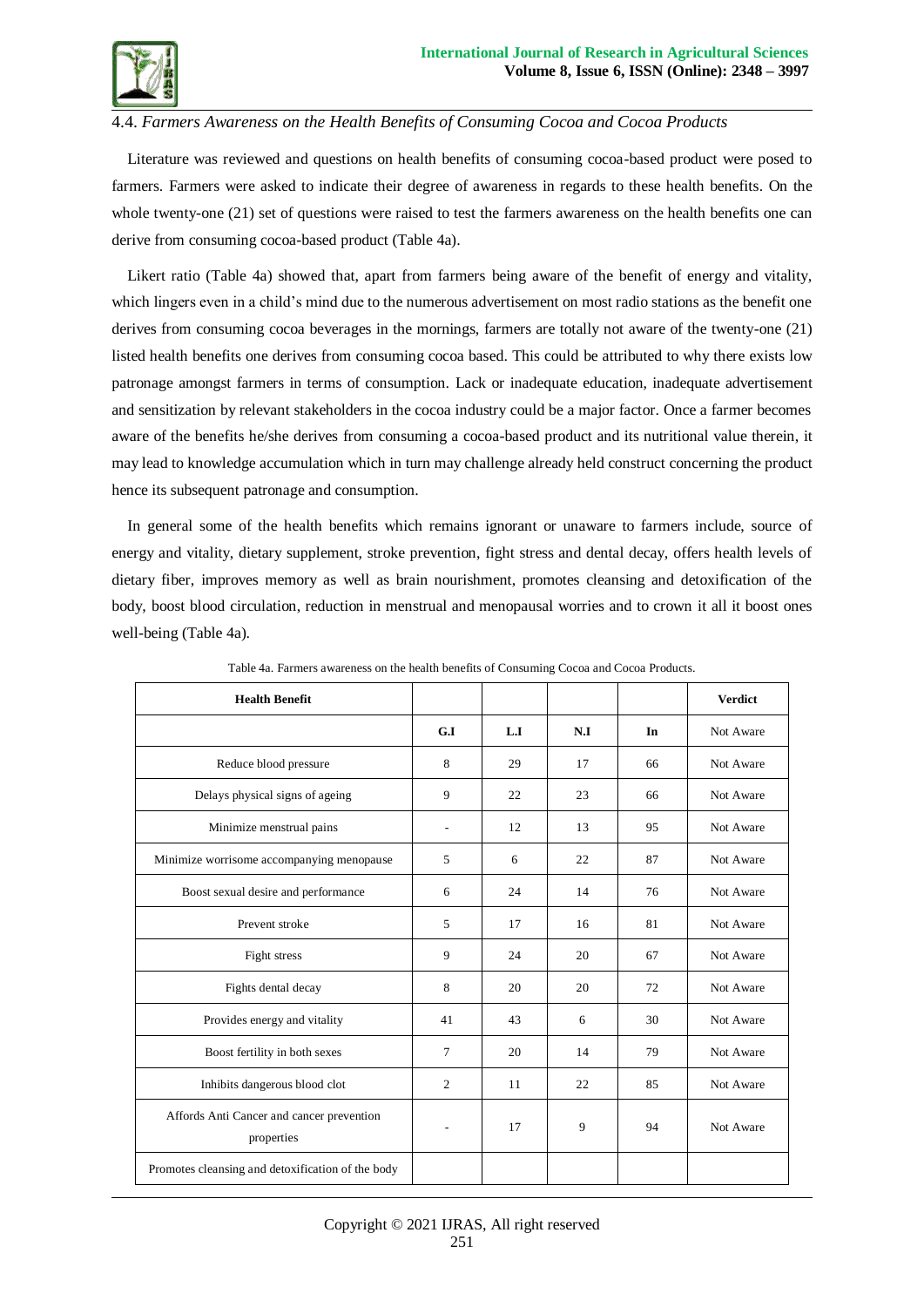### 4.4. *Farmers Awareness on the Health Benefits of Consuming Cocoa and Cocoa Products*

Literature was reviewed and questions on health benefits of consuming cocoa-based product were posed to farmers. Farmers were asked to indicate their degree of awareness in regards to these health benefits. On the whole twenty-one (21) set of questions were raised to test the farmers awareness on the health benefits one can derive from consuming cocoa-based product (Table 4a).

Likert ratio (Table 4a) showed that, apart from farmers being aware of the benefit of energy and vitality, which lingers even in a child's mind due to the numerous advertisement on most radio stations as the benefit one derives from consuming cocoa beverages in the mornings, farmers are totally not aware of the twenty-one (21) listed health benefits one derives from consuming cocoa based. This could be attributed to why there exists low patronage amongst farmers in terms of consumption. Lack or inadequate education, inadequate advertisement and sensitization by relevant stakeholders in the cocoa industry could be a major factor. Once a farmer becomes aware of the benefits he/she derives from consuming a cocoa-based product and its nutritional value therein, it may lead to knowledge accumulation which in turn may challenge already held construct concerning the product hence its subsequent patronage and consumption.

In general some of the health benefits which remains ignorant or unaware to farmers include, source of energy and vitality, dietary supplement, stroke prevention, fight stress and dental decay, offers health levels of dietary fiber, improves memory as well as brain nourishment, promotes cleansing and detoxification of the body, boost blood circulation, reduction in menstrual and menopausal worries and to crown it all it boost ones well-being (Table 4a).

Table 4a. Farmers awareness on the health benefits of Consuming Cocoa and Cocoa Products.

| Health Benefit | | | | | Verdict |
|---|---|---|---|---|---|
| | G.I | L.I | N.I | In | Not Aware |
| Reduce blood pressure | 8 | 29 | 17 | 66 | Not Aware |
| Delays physical signs of ageing | 9 | 22 | 23 | 66 | Not Aware |
| Minimize menstrual pains | - | 12 | 13 | 95 | Not Aware |
| Minimize worrisome accompanying menopause | 5 | 6 | 22 | 87 | Not Aware |
| Boost sexual desire and performance | 6 | 24 | 14 | 76 | Not Aware |
| Prevent stroke | 5 | 17 | 16 | 81 | Not Aware |
| Fight stress | 9 | 24 | 20 | 67 | Not Aware |
| Fights dental decay | 8 | 20 | 20 | 72 | Not Aware |
| Provides energy and vitality | 41 | 43 | 6 | 30 | Not Aware |
| Boost fertility in both sexes | 7 | 20 | 14 | 79 | Not Aware |
| Inhibits dangerous blood clot | 2 | 11 | 22 | 85 | Not Aware |
| Affords Anti Cancer and cancer prevention properties | - | 17 | 9 | 94 | Not Aware |
| Promotes cleansing and detoxification of the body | | | | | |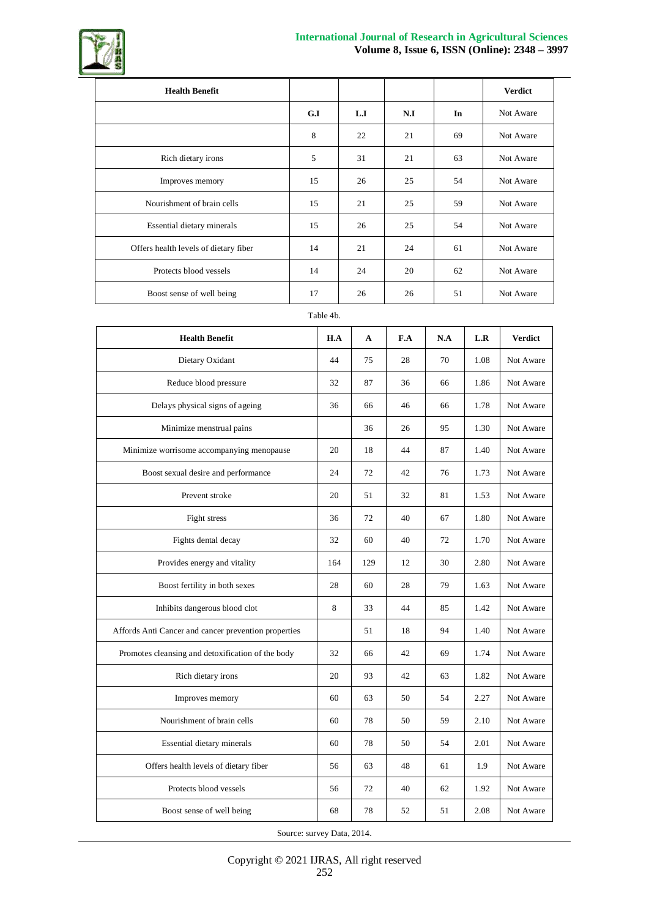| Health Benefit | | | | | Verdict |
|---|---|---|---|---|---|
| | G.I | L.I | N.I | In | Not Aware |
| | 8 | 22 | 21 | 69 | Not Aware |
| Rich dietary irons | 5 | 31 | 21 | 63 | Not Aware |
| Improves memory | 15 | 26 | 25 | 54 | Not Aware |
| Nourishment of brain cells | 15 | 21 | 25 | 59 | Not Aware |
| Essential dietary minerals | 15 | 26 | 25 | 54 | Not Aware |
| Offers health levels of dietary fiber | 14 | 21 | 24 | 61 | Not Aware |
| Protects blood vessels | 14 | 24 | 20 | 62 | Not Aware |
| Boost sense of well being | 17 | 26 | 26 | 51 | Not Aware |

Table 4b.

| Health Benefit | H.A | A | F.A | N.A | L.R | Verdict |
|---|---|---|---|---|---|---|
| Dietary Oxidant | 44 | 75 | 28 | 70 | 1.08 | Not Aware |
| Reduce blood pressure | 32 | 87 | 36 | 66 | 1.86 | Not Aware |
| Delays physical signs of ageing | 36 | 66 | 46 | 66 | 1.78 | Not Aware |
| Minimize menstrual pains | | 36 | 26 | 95 | 1.30 | Not Aware |
| Minimize worrisome accompanying menopause | 20 | 18 | 44 | 87 | 1.40 | Not Aware |
| Boost sexual desire and performance | 24 | 72 | 42 | 76 | 1.73 | Not Aware |
| Prevent stroke | 20 | 51 | 32 | 81 | 1.53 | Not Aware |
| Fight stress | 36 | 72 | 40 | 67 | 1.80 | Not Aware |
| Fights dental decay | 32 | 60 | 40 | 72 | 1.70 | Not Aware |
| Provides energy and vitality | 164 | 129 | 12 | 30 | 2.80 | Not Aware |
| Boost fertility in both sexes | 28 | 60 | 28 | 79 | 1.63 | Not Aware |
| Inhibits dangerous blood clot | 8 | 33 | 44 | 85 | 1.42 | Not Aware |
| Affords Anti Cancer and cancer prevention properties | | 51 | 18 | 94 | 1.40 | Not Aware |
| Promotes cleansing and detoxification of the body | 32 | 66 | 42 | 69 | 1.74 | Not Aware |
| Rich dietary irons | 20 | 93 | 42 | 63 | 1.82 | Not Aware |
| Improves memory | 60 | 63 | 50 | 54 | 2.27 | Not Aware |
| Nourishment of brain cells | 60 | 78 | 50 | 59 | 2.10 | Not Aware |
| Essential dietary minerals | 60 | 78 | 50 | 54 | 2.01 | Not Aware |
| Offers health levels of dietary fiber | 56 | 63 | 48 | 61 | 1.9 | Not Aware |
| Protects blood vessels | 56 | 72 | 40 | 62 | 1.92 | Not Aware |
| Boost sense of well being | 68 | 78 | 52 | 51 | 2.08 | Not Aware |

Source: survey Data, 2014.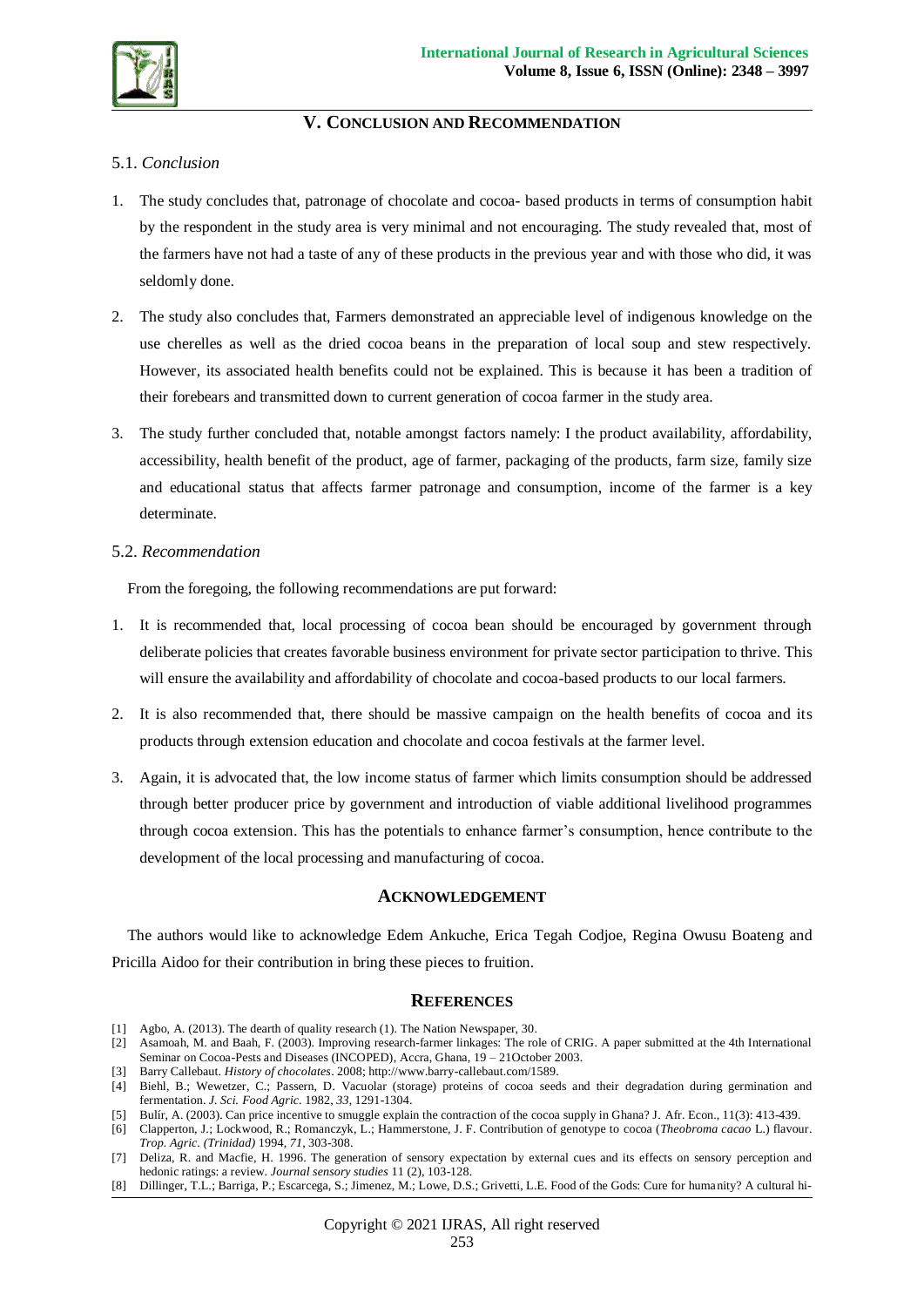## V. Conclusion and Recommendation

### 5.1. *Conclusion*

1. The study concludes that, patronage of chocolate and cocoa- based products in terms of consumption habit by the respondent in the study area is very minimal and not encouraging. The study revealed that, most of the farmers have not had a taste of any of these products in the previous year and with those who did, it was seldomly done.
2. The study also concludes that, Farmers demonstrated an appreciable level of indigenous knowledge on the use cherelles as well as the dried cocoa beans in the preparation of local soup and stew respectively. However, its associated health benefits could not be explained. This is because it has been a tradition of their forebears and transmitted down to current generation of cocoa farmer in the study area.
3. The study further concluded that, notable amongst factors namely: I the product availability, affordability, accessibility, health benefit of the product, age of farmer, packaging of the products, farm size, family size and educational status that affects farmer patronage and consumption, income of the farmer is a key determinate.

### 5.2. *Recommendation*

From the foregoing, the following recommendations are put forward:

1. It is recommended that, local processing of cocoa bean should be encouraged by government through deliberate policies that creates favorable business environment for private sector participation to thrive. This will ensure the availability and affordability of chocolate and cocoa-based products to our local farmers.
2. It is also recommended that, there should be massive campaign on the health benefits of cocoa and its products through extension education and chocolate and cocoa festivals at the farmer level.
3. Again, it is advocated that, the low income status of farmer which limits consumption should be addressed through better producer price by government and introduction of viable additional livelihood programmes through cocoa extension. This has the potentials to enhance farmer's consumption, hence contribute to the development of the local processing and manufacturing of cocoa.

## Acknowledgement

The authors would like to acknowledge Edem Ankuche, Erica Tegah Codjoe, Regina Owusu Boateng and Pricilla Aidoo for their contribution in bring these pieces to fruition.

## References

[1] Agbo, A. (2013). The dearth of quality research (1). The Nation Newspaper, 30.

[2] Asamoah, M. and Baah, F. (2003). Improving research-farmer linkages: The role of CRIG. A paper submitted at the 4th International Seminar on Cocoa-Pests and Diseases (INCOPED), Accra, Ghana, 19 – 21October 2003.

[3] Barry Callebaut. *History of chocolates*. 2008; http://www.barry-callebaut.com/1589.

[4] Biehl, B.; Wewetzer, C.; Passern, D. Vacuolar (storage) proteins of cocoa seeds and their degradation during germination and fermentation. *J. Sci. Food Agric.* 1982, *33*, 1291-1304.

[5] Bulír, A. (2003). Can price incentive to smuggle explain the contraction of the cocoa supply in Ghana? J. Afr. Econ., 11(3): 413-439.

[6] Clapperton, J.; Lockwood, R.; Romanczyk, L.; Hammerstone, J. F. Contribution of genotype to cocoa (*Theobroma cacao* L.) flavour. *Trop. Agric. (Trinidad)* 1994, *71*, 303-308.

[7] Deliza, R. and Macfie, H. 1996. The generation of sensory expectation by external cues and its effects on sensory perception and hedonic ratings: a review. *Journal sensory studies* 11 (2), 103-128.

[8] Dillinger, T.L.; Barriga, P.; Escarcega, S.; Jimenez, M.; Lowe, D.S.; Grivetti, L.E. Food of the Gods: Cure for humanity? A cultural hi-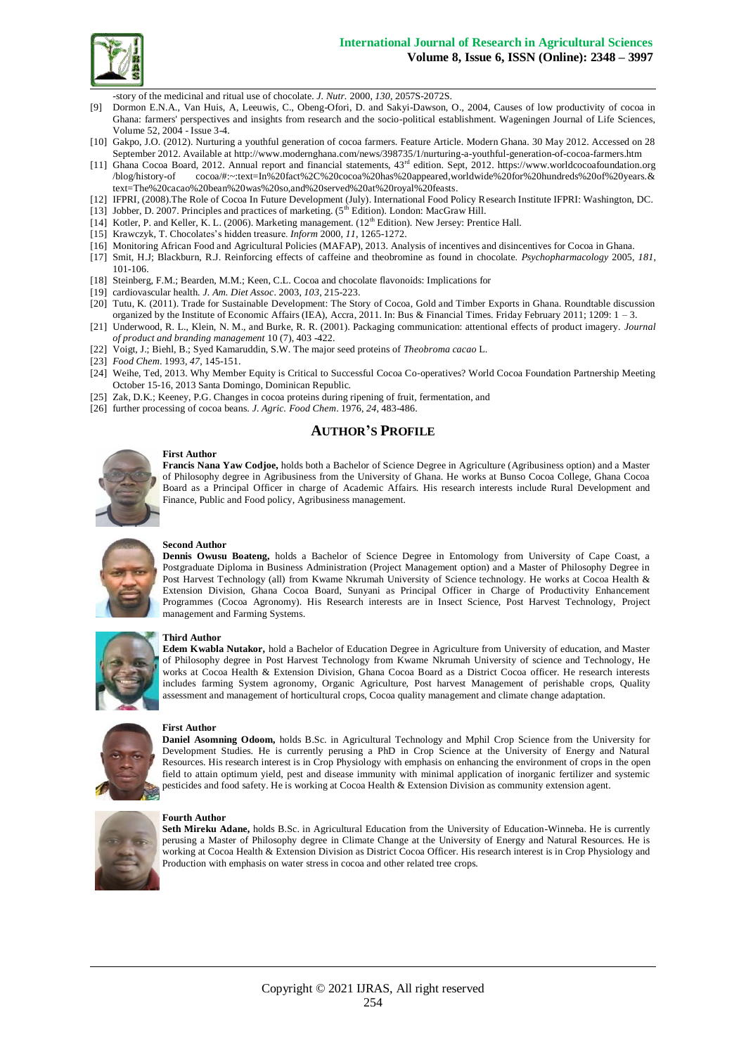-story of the medicinal and ritual use of chocolate. *J. Nutr.* 2000, *130*, 2057S-2072S.

[9] Dormon E.N.A., Van Huis, A, Leeuwis, C., Obeng-Ofori, D. and Sakyi-Dawson, O., 2004, Causes of low productivity of cocoa in Ghana: farmers' perspectives and insights from research and the socio-political establishment. Wageningen Journal of Life Sciences, Volume 52, 2004 - Issue 3-4.

[10] Gakpo, J.O. (2012). Nurturing a youthful generation of cocoa farmers. Feature Article. Modern Ghana. 30 May 2012. Accessed on 28 September 2012. Available at http://www.modernghana.com/news/398735/1/nurturing-a-youthful-generation-of-cocoa-farmers.htm

[11] Ghana Cocoa Board, 2012. Annual report and financial statements, 43rd edition. Sept, 2012. https://www.worldcocoafoundation.org/blog/history-of cocoa/#:~:text=In%20fact%2C%20cocoa%20has%20appeared,worldwide%20for%20hundreds%20of%20years.&text=The%20cacao%20bean%20was%20so,and%20served%20at%20royal%20feasts.

[12] IFPRI, (2008).The Role of Cocoa In Future Development (July). International Food Policy Research Institute IFPRI: Washington, DC.

[13] Jobber, D. 2007. Principles and practices of marketing. (5th Edition). London: MacGraw Hill.

[14] Kotler, P. and Keller, K. L. (2006). Marketing management. (12th Edition). New Jersey: Prentice Hall.

[15] Krawczyk, T. Chocolates's hidden treasure. *Inform* 2000, *11*, 1265-1272.

[16] Monitoring African Food and Agricultural Policies (MAFAP), 2013. Analysis of incentives and disincentives for Cocoa in Ghana.

[17] Smit, H.J; Blackburn, R.J. Reinforcing effects of caffeine and theobromine as found in chocolate. *Psychopharmacology* 2005, *181*, 101-106.

[18] Steinberg, F.M.; Bearden, M.M.; Keen, C.L. Cocoa and chocolate flavonoids: Implications for

[19] cardiovascular health. *J. Am. Diet Assoc*. 2003, *103*, 215-223.

[20] Tutu, K. (2011). Trade for Sustainable Development: The Story of Cocoa, Gold and Timber Exports in Ghana. Roundtable discussion organized by the Institute of Economic Affairs (IEA), Accra, 2011. In: Bus & Financial Times. Friday February 2011; 1209: 1 – 3.

[21] Underwood, R. L., Klein, N. M., and Burke, R. R. (2001). Packaging communication: attentional effects of product imagery. *Journal of product and branding management* 10 (7), 403 -422.

[22] Voigt, J.; Biehl, B.; Syed Kamaruddin, S.W. The major seed proteins of *Theobroma cacao* L.

[23] *Food Chem*. 1993, *47*, 145-151.

[24] Weihe, Ted, 2013. Why Member Equity is Critical to Successful Cocoa Co-operatives? World Cocoa Foundation Partnership Meeting October 15-16, 2013 Santa Domingo, Dominican Republic.

[25] Zak, D.K.; Keeney, P.G. Changes in cocoa proteins during ripening of fruit, fermentation, and

[26] further processing of cocoa beans. *J. Agric. Food Chem*. 1976, *24*, 483-486.

## AUTHOR'S PROFILE

**First Author**

**Francis Nana Yaw Codjoe,** holds both a Bachelor of Science Degree in Agriculture (Agribusiness option) and a Master of Philosophy degree in Agribusiness from the University of Ghana. He works at Bunso Cocoa College, Ghana Cocoa Board as a Principal Officer in charge of Academic Affairs. His research interests include Rural Development and Finance, Public and Food policy, Agribusiness management.

**Second Author**

**Dennis Owusu Boateng,** holds a Bachelor of Science Degree in Entomology from University of Cape Coast, a Postgraduate Diploma in Business Administration (Project Management option) and a Master of Philosophy Degree in Post Harvest Technology (all) from Kwame Nkrumah University of Science technology. He works at Cocoa Health & Extension Division, Ghana Cocoa Board, Sunyani as Principal Officer in Charge of Productivity Enhancement Programmes (Cocoa Agronomy). His Research interests are in Insect Science, Post Harvest Technology, Project management and Farming Systems.

**Third Author**

**Edem Kwabla Nutakor,** hold a Bachelor of Education Degree in Agriculture from University of education, and Master of Philosophy degree in Post Harvest Technology from Kwame Nkrumah University of science and Technology, He works at Cocoa Health & Extension Division, Ghana Cocoa Board as a District Cocoa officer. He research interests includes farming System agronomy, Organic Agriculture, Post harvest Management of perishable crops, Quality assessment and management of horticultural crops, Cocoa quality management and climate change adaptation.

**First Author**

**Daniel Asomning Odoom,** holds B.Sc. in Agricultural Technology and Mphil Crop Science from the University for Development Studies. He is currently perusing a PhD in Crop Science at the University of Energy and Natural Resources. His research interest is in Crop Physiology with emphasis on enhancing the environment of crops in the open field to attain optimum yield, pest and disease immunity with minimal application of inorganic fertilizer and systemic pesticides and food safety. He is working at Cocoa Health & Extension Division as community extension agent.

**Fourth Author**

**Seth Mireku Adane,** holds B.Sc. in Agricultural Education from the University of Education-Winneba. He is currently perusing a Master of Philosophy degree in Climate Change at the University of Energy and Natural Resources. He is working at Cocoa Health & Extension Division as District Cocoa Officer. His research interest is in Crop Physiology and Production with emphasis on water stress in cocoa and other related tree crops.